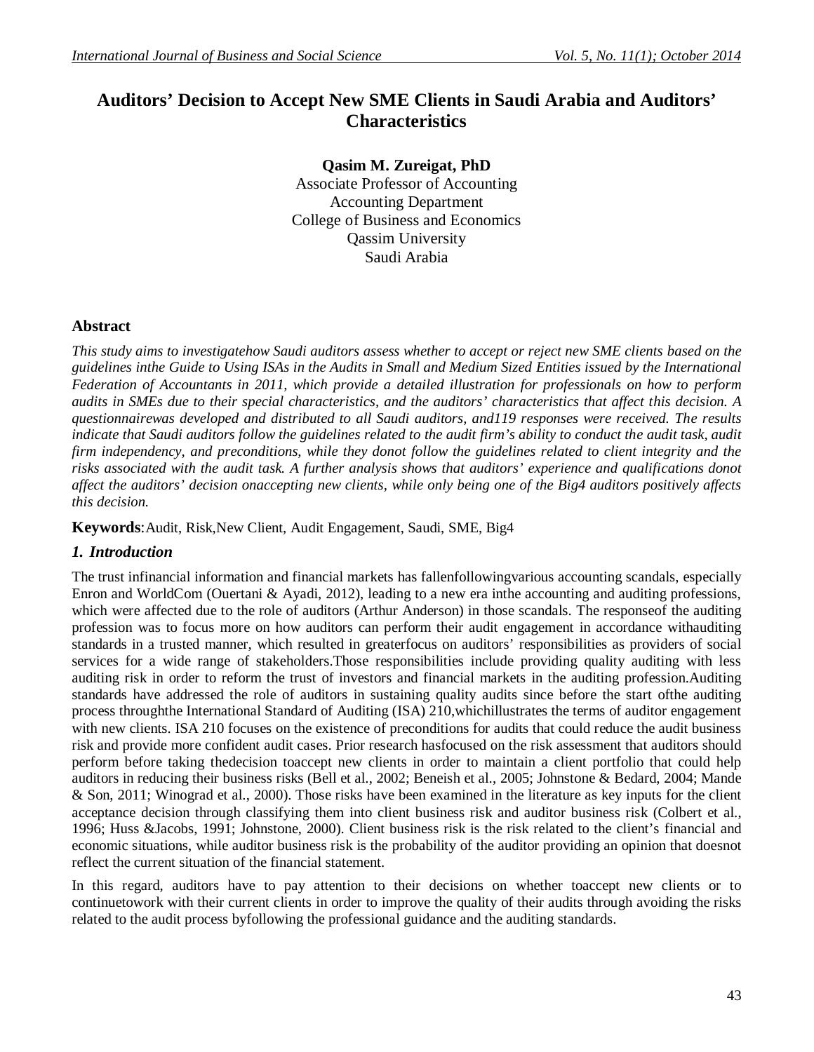# Auditors' Decision to Accept New SME Clients in Saudi Arabia and Auditors' Characteristics

**Qasim M. Zureigat, PhD**
Associate Professor of Accounting
Accounting Department
College of Business and Economics
Qassim University
Saudi Arabia

## Abstract

*This study aims to investigatehow Saudi auditors assess whether to accept or reject new SME clients based on the guidelines inthe Guide to Using ISAs in the Audits in Small and Medium Sized Entities issued by the International Federation of Accountants in 2011, which provide a detailed illustration for professionals on how to perform audits in SMEs due to their special characteristics, and the auditors' characteristics that affect this decision. A questionnairewas developed and distributed to all Saudi auditors, and119 responses were received. The results indicate that Saudi auditors follow the guidelines related to the audit firm's ability to conduct the audit task, audit firm independency, and preconditions, while they donot follow the guidelines related to client integrity and the risks associated with the audit task. A further analysis shows that auditors' experience and qualifications donot affect the auditors' decision onaccepting new clients, while only being one of the Big4 auditors positively affects this decision.*

**Keywords**:Audit, Risk,New Client, Audit Engagement, Saudi, SME, Big4

## *1. Introduction*

The trust infinancial information and financial markets has fallenfollowingvarious accounting scandals, especially Enron and WorldCom (Ouertani & Ayadi, 2012), leading to a new era inthe accounting and auditing professions, which were affected due to the role of auditors (Arthur Anderson) in those scandals. The responseof the auditing profession was to focus more on how auditors can perform their audit engagement in accordance withauditing standards in a trusted manner, which resulted in greaterfocus on auditors' responsibilities as providers of social services for a wide range of stakeholders.Those responsibilities include providing quality auditing with less auditing risk in order to reform the trust of investors and financial markets in the auditing profession.Auditing standards have addressed the role of auditors in sustaining quality audits since before the start ofthe auditing process throughthe International Standard of Auditing (ISA) 210,whichillustrates the terms of auditor engagement with new clients. ISA 210 focuses on the existence of preconditions for audits that could reduce the audit business risk and provide more confident audit cases. Prior research hasfocused on the risk assessment that auditors should perform before taking thedecision toaccept new clients in order to maintain a client portfolio that could help auditors in reducing their business risks (Bell et al., 2002; Beneish et al., 2005; Johnstone & Bedard, 2004; Mande & Son, 2011; Winograd et al., 2000). Those risks have been examined in the literature as key inputs for the client acceptance decision through classifying them into client business risk and auditor business risk (Colbert et al., 1996; Huss &Jacobs, 1991; Johnstone, 2000). Client business risk is the risk related to the client's financial and economic situations, while auditor business risk is the probability of the auditor providing an opinion that doesnot reflect the current situation of the financial statement.

In this regard, auditors have to pay attention to their decisions on whether toaccept new clients or to continuetowork with their current clients in order to improve the quality of their audits through avoiding the risks related to the audit process byfollowing the professional guidance and the auditing standards.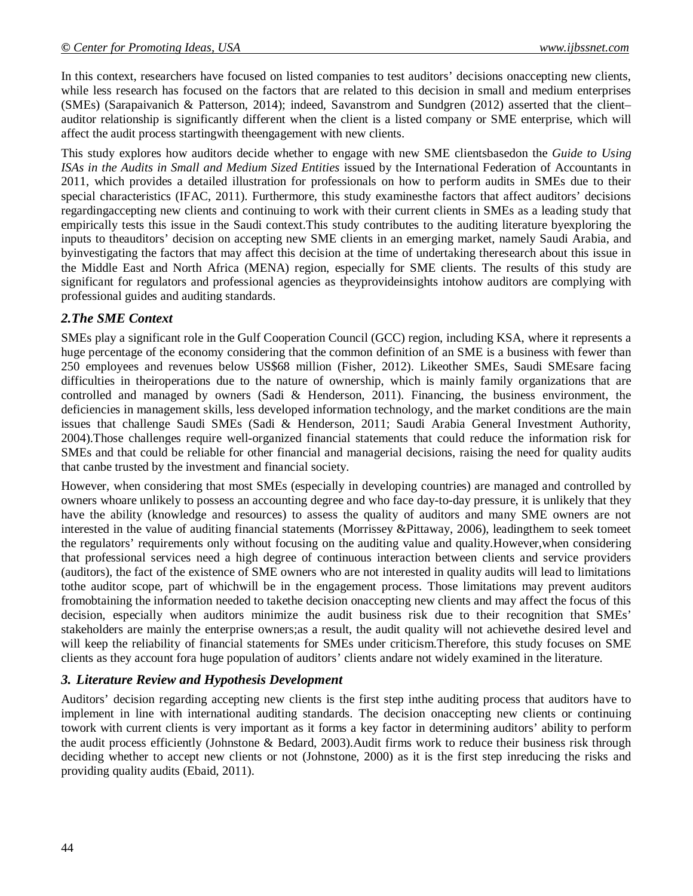In this context, researchers have focused on listed companies to test auditors' decisions onaccepting new clients, while less research has focused on the factors that are related to this decision in small and medium enterprises (SMEs) (Sarapaivanich & Patterson, 2014); indeed, Savanstrom and Sundgren (2012) asserted that the client–auditor relationship is significantly different when the client is a listed company or SME enterprise, which will affect the audit process startingwith theengagement with new clients.

This study explores how auditors decide whether to engage with new SME clientsbasedon the *Guide to Using ISAs in the Audits in Small and Medium Sized Entities* issued by the International Federation of Accountants in 2011, which provides a detailed illustration for professionals on how to perform audits in SMEs due to their special characteristics (IFAC, 2011). Furthermore, this study examinesthe factors that affect auditors' decisions regardingaccepting new clients and continuing to work with their current clients in SMEs as a leading study that empirically tests this issue in the Saudi context.This study contributes to the auditing literature byexploring the inputs to theauditors' decision on accepting new SME clients in an emerging market, namely Saudi Arabia, and byinvestigating the factors that may affect this decision at the time of undertaking theresearch about this issue in the Middle East and North Africa (MENA) region, especially for SME clients. The results of this study are significant for regulators and professional agencies as theyprovideinsights intohow auditors are complying with professional guides and auditing standards.

## 2.The SME Context

SMEs play a significant role in the Gulf Cooperation Council (GCC) region, including KSA, where it represents a huge percentage of the economy considering that the common definition of an SME is a business with fewer than 250 employees and revenues below US$68 million (Fisher, 2012). Likeother SMEs, Saudi SMEsare facing difficulties in theiroperations due to the nature of ownership, which is mainly family organizations that are controlled and managed by owners (Sadi & Henderson, 2011). Financing, the business environment, the deficiencies in management skills, less developed information technology, and the market conditions are the main issues that challenge Saudi SMEs (Sadi & Henderson, 2011; Saudi Arabia General Investment Authority, 2004).Those challenges require well-organized financial statements that could reduce the information risk for SMEs and that could be reliable for other financial and managerial decisions, raising the need for quality audits that canbe trusted by the investment and financial society.

However, when considering that most SMEs (especially in developing countries) are managed and controlled by owners whoare unlikely to possess an accounting degree and who face day-to-day pressure, it is unlikely that they have the ability (knowledge and resources) to assess the quality of auditors and many SME owners are not interested in the value of auditing financial statements (Morrissey &Pittaway, 2006), leadingthem to seek tomeet the regulators' requirements only without focusing on the auditing value and quality.However,when considering that professional services need a high degree of continuous interaction between clients and service providers (auditors), the fact of the existence of SME owners who are not interested in quality audits will lead to limitations tothe auditor scope, part of whichwill be in the engagement process. Those limitations may prevent auditors fromobtaining the information needed to takethe decision onaccepting new clients and may affect the focus of this decision, especially when auditors minimize the audit business risk due to their recognition that SMEs' stakeholders are mainly the enterprise owners;as a result, the audit quality will not achievethe desired level and will keep the reliability of financial statements for SMEs under criticism.Therefore, this study focuses on SME clients as they account fora huge population of auditors' clients andare not widely examined in the literature.

## 3. Literature Review and Hypothesis Development

Auditors' decision regarding accepting new clients is the first step inthe auditing process that auditors have to implement in line with international auditing standards. The decision onaccepting new clients or continuing towork with current clients is very important as it forms a key factor in determining auditors' ability to perform the audit process efficiently (Johnstone & Bedard, 2003).Audit firms work to reduce their business risk through deciding whether to accept new clients or not (Johnstone, 2000) as it is the first step inreducing the risks and providing quality audits (Ebaid, 2011).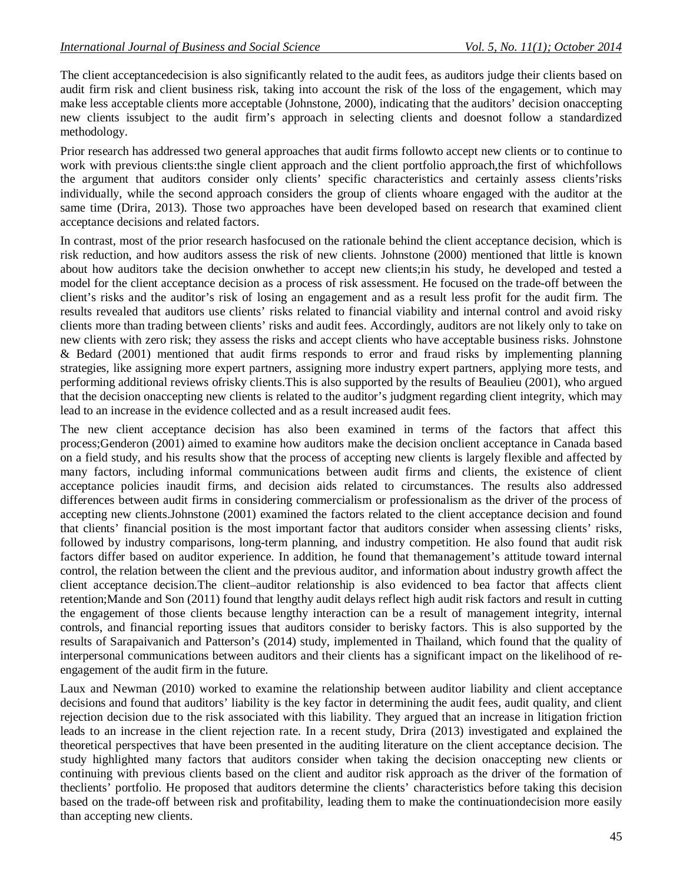The client acceptancedecision is also significantly related to the audit fees, as auditors judge their clients based on audit firm risk and client business risk, taking into account the risk of the loss of the engagement, which may make less acceptable clients more acceptable (Johnstone, 2000), indicating that the auditors' decision onaccepting new clients issubject to the audit firm's approach in selecting clients and doesnot follow a standardized methodology.

Prior research has addressed two general approaches that audit firms followto accept new clients or to continue to work with previous clients:the single client approach and the client portfolio approach,the first of whichfollows the argument that auditors consider only clients' specific characteristics and certainly assess clients'risks individually, while the second approach considers the group of clients whoare engaged with the auditor at the same time (Drira, 2013). Those two approaches have been developed based on research that examined client acceptance decisions and related factors.

In contrast, most of the prior research hasfocused on the rationale behind the client acceptance decision, which is risk reduction, and how auditors assess the risk of new clients. Johnstone (2000) mentioned that little is known about how auditors take the decision onwhether to accept new clients;in his study, he developed and tested a model for the client acceptance decision as a process of risk assessment. He focused on the trade-off between the client's risks and the auditor's risk of losing an engagement and as a result less profit for the audit firm. The results revealed that auditors use clients' risks related to financial viability and internal control and avoid risky clients more than trading between clients' risks and audit fees. Accordingly, auditors are not likely only to take on new clients with zero risk; they assess the risks and accept clients who have acceptable business risks. Johnstone & Bedard (2001) mentioned that audit firms responds to error and fraud risks by implementing planning strategies, like assigning more expert partners, assigning more industry expert partners, applying more tests, and performing additional reviews ofrisky clients.This is also supported by the results of Beaulieu (2001), who argued that the decision onaccepting new clients is related to the auditor's judgment regarding client integrity, which may lead to an increase in the evidence collected and as a result increased audit fees.

The new client acceptance decision has also been examined in terms of the factors that affect this process;Genderon (2001) aimed to examine how auditors make the decision onclient acceptance in Canada based on a field study, and his results show that the process of accepting new clients is largely flexible and affected by many factors, including informal communications between audit firms and clients, the existence of client acceptance policies inaudit firms, and decision aids related to circumstances. The results also addressed differences between audit firms in considering commercialism or professionalism as the driver of the process of accepting new clients.Johnstone (2001) examined the factors related to the client acceptance decision and found that clients' financial position is the most important factor that auditors consider when assessing clients' risks, followed by industry comparisons, long-term planning, and industry competition. He also found that audit risk factors differ based on auditor experience. In addition, he found that themanagement's attitude toward internal control, the relation between the client and the previous auditor, and information about industry growth affect the client acceptance decision.The client–auditor relationship is also evidenced to bea factor that affects client retention;Mande and Son (2011) found that lengthy audit delays reflect high audit risk factors and result in cutting the engagement of those clients because lengthy interaction can be a result of management integrity, internal controls, and financial reporting issues that auditors consider to berisky factors. This is also supported by the results of Sarapaivanich and Patterson's (2014) study, implemented in Thailand, which found that the quality of interpersonal communications between auditors and their clients has a significant impact on the likelihood of re-engagement of the audit firm in the future.

Laux and Newman (2010) worked to examine the relationship between auditor liability and client acceptance decisions and found that auditors' liability is the key factor in determining the audit fees, audit quality, and client rejection decision due to the risk associated with this liability. They argued that an increase in litigation friction leads to an increase in the client rejection rate. In a recent study, Drira (2013) investigated and explained the theoretical perspectives that have been presented in the auditing literature on the client acceptance decision. The study highlighted many factors that auditors consider when taking the decision onaccepting new clients or continuing with previous clients based on the client and auditor risk approach as the driver of the formation of theclients' portfolio. He proposed that auditors determine the clients' characteristics before taking this decision based on the trade-off between risk and profitability, leading them to make the continuationdecision more easily than accepting new clients.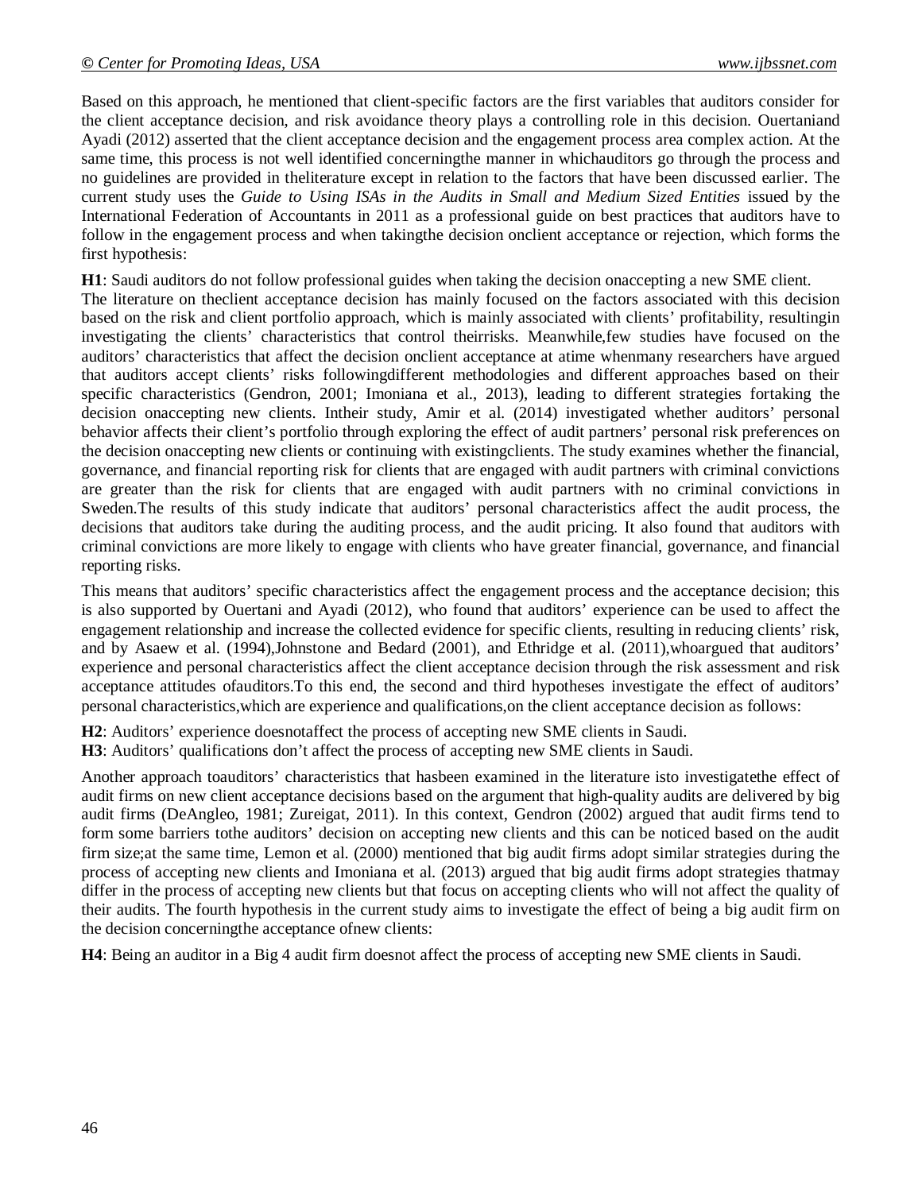Based on this approach, he mentioned that client-specific factors are the first variables that auditors consider for the client acceptance decision, and risk avoidance theory plays a controlling role in this decision. Ouertaniand Ayadi (2012) asserted that the client acceptance decision and the engagement process area complex action. At the same time, this process is not well identified concerningthe manner in whichauditors go through the process and no guidelines are provided in theliterature except in relation to the factors that have been discussed earlier. The current study uses the *Guide to Using ISAs in the Audits in Small and Medium Sized Entities* issued by the International Federation of Accountants in 2011 as a professional guide on best practices that auditors have to follow in the engagement process and when takingthe decision onclient acceptance or rejection, which forms the first hypothesis:

**H1**: Saudi auditors do not follow professional guides when taking the decision onaccepting a new SME client.

The literature on theclient acceptance decision has mainly focused on the factors associated with this decision based on the risk and client portfolio approach, which is mainly associated with clients' profitability, resultingin investigating the clients' characteristics that control theirrisks. Meanwhile,few studies have focused on the auditors' characteristics that affect the decision onclient acceptance at atime whenmany researchers have argued that auditors accept clients' risks followingdifferent methodologies and different approaches based on their specific characteristics (Gendron, 2001; Imoniana et al., 2013), leading to different strategies fortaking the decision onaccepting new clients. Intheir study, Amir et al. (2014) investigated whether auditors' personal behavior affects their client's portfolio through exploring the effect of audit partners' personal risk preferences on the decision onaccepting new clients or continuing with existingclients. The study examines whether the financial, governance, and financial reporting risk for clients that are engaged with audit partners with criminal convictions are greater than the risk for clients that are engaged with audit partners with no criminal convictions in Sweden.The results of this study indicate that auditors' personal characteristics affect the audit process, the decisions that auditors take during the auditing process, and the audit pricing. It also found that auditors with criminal convictions are more likely to engage with clients who have greater financial, governance, and financial reporting risks.

This means that auditors' specific characteristics affect the engagement process and the acceptance decision; this is also supported by Ouertani and Ayadi (2012), who found that auditors' experience can be used to affect the engagement relationship and increase the collected evidence for specific clients, resulting in reducing clients' risk, and by Asaew et al. (1994),Johnstone and Bedard (2001), and Ethridge et al. (2011),whoargued that auditors' experience and personal characteristics affect the client acceptance decision through the risk assessment and risk acceptance attitudes ofauditors.To this end, the second and third hypotheses investigate the effect of auditors' personal characteristics,which are experience and qualifications,on the client acceptance decision as follows:

**H2**: Auditors' experience doesnotaffect the process of accepting new SME clients in Saudi.

**H3**: Auditors' qualifications don't affect the process of accepting new SME clients in Saudi.

Another approach toauditors' characteristics that hasbeen examined in the literature isto investigatethe effect of audit firms on new client acceptance decisions based on the argument that high-quality audits are delivered by big audit firms (DeAngleo, 1981; Zureigat, 2011). In this context, Gendron (2002) argued that audit firms tend to form some barriers tothe auditors' decision on accepting new clients and this can be noticed based on the audit firm size;at the same time, Lemon et al. (2000) mentioned that big audit firms adopt similar strategies during the process of accepting new clients and Imoniana et al. (2013) argued that big audit firms adopt strategies thatmay differ in the process of accepting new clients but that focus on accepting clients who will not affect the quality of their audits. The fourth hypothesis in the current study aims to investigate the effect of being a big audit firm on the decision concerningthe acceptance ofnew clients:

**H4**: Being an auditor in a Big 4 audit firm doesnot affect the process of accepting new SME clients in Saudi.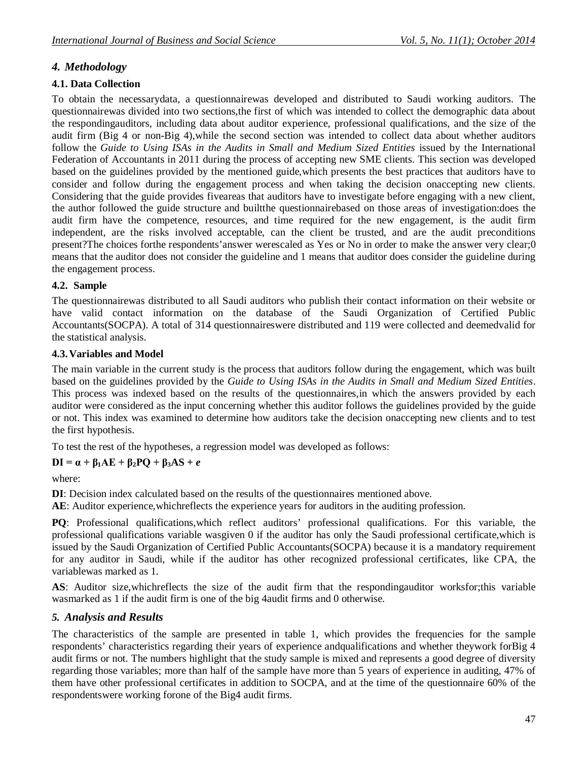## 4. Methodology

### 4.1. Data Collection

To obtain the necessarydata, a questionnairewas developed and distributed to Saudi working auditors. The questionnairewas divided into two sections,the first of which was intended to collect the demographic data about the respondingauditors, including data about auditor experience, professional qualifications, and the size of the audit firm (Big 4 or non-Big 4),while the second section was intended to collect data about whether auditors follow the *Guide to Using ISAs in the Audits in Small and Medium Sized Entities* issued by the International Federation of Accountants in 2011 during the process of accepting new SME clients. This section was developed based on the guidelines provided by the mentioned guide,which presents the best practices that auditors have to consider and follow during the engagement process and when taking the decision onaccepting new clients. Considering that the guide provides fiveareas that auditors have to investigate before engaging with a new client, the author followed the guide structure and builtthe questionnairebased on those areas of investigation:does the audit firm have the competence, resources, and time required for the new engagement, is the audit firm independent, are the risks involved acceptable, can the client be trusted, and are the audit preconditions present?The choices forthe respondents'answer werescaled as Yes or No in order to make the answer very clear;0 means that the auditor does not consider the guideline and 1 means that auditor does consider the guideline during the engagement process.

### 4.2. Sample

The questionnairewas distributed to all Saudi auditors who publish their contact information on their website or have valid contact information on the database of the Saudi Organization of Certified Public Accountants(SOCPA). A total of 314 questionnaireswere distributed and 119 were collected and deemedvalid for the statistical analysis.

### 4.3. Variables and Model

The main variable in the current study is the process that auditors follow during the engagement, which was built based on the guidelines provided by the *Guide to Using ISAs in the Audits in Small and Medium Sized Entities*. This process was indexed based on the results of the questionnaires,in which the answers provided by each auditor were considered as the input concerning whether this auditor follows the guidelines provided by the guide or not. This index was examined to determine how auditors take the decision onaccepting new clients and to test the first hypothesis.

To test the rest of the hypotheses, a regression model was developed as follows:

$$DI = \alpha + \beta_1 AE + \beta_2 PQ + \beta_3 AS + e$$

where:

**DI**: Decision index calculated based on the results of the questionnaires mentioned above.

**AE**: Auditor experience,whichreflects the experience years for auditors in the auditing profession.

**PQ**: Professional qualifications,which reflect auditors' professional qualifications. For this variable, the professional qualifications variable wasgiven 0 if the auditor has only the Saudi professional certificate,which is issued by the Saudi Organization of Certified Public Accountants(SOCPA) because it is a mandatory requirement for any auditor in Saudi, while if the auditor has other recognized professional certificates, like CPA, the variablewas marked as 1.

**AS**: Auditor size,whichreflects the size of the audit firm that the respondingauditor worksfor;this variable wasmarked as 1 if the audit firm is one of the big 4audit firms and 0 otherwise.

## 5. Analysis and Results

The characteristics of the sample are presented in table 1, which provides the frequencies for the sample respondents' characteristics regarding their years of experience andqualifications and whether theywork forBig 4 audit firms or not. The numbers highlight that the study sample is mixed and represents a good degree of diversity regarding those variables; more than half of the sample have more than 5 years of experience in auditing, 47% of them have other professional certificates in addition to SOCPA, and at the time of the questionnaire 60% of the respondentswere working forone of the Big4 audit firms.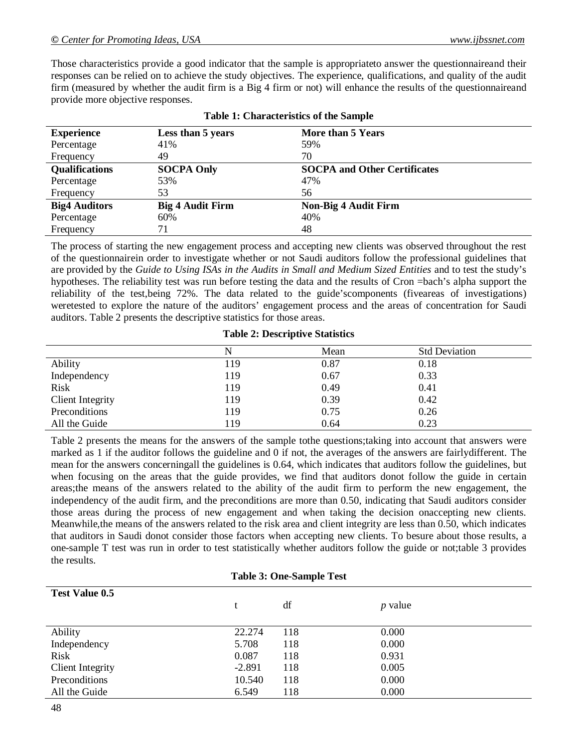Those characteristics provide a good indicator that the sample is appropriateto answer the questionnaireand their responses can be relied on to achieve the study objectives. The experience, qualifications, and quality of the audit firm (measured by whether the audit firm is a Big 4 firm or not) will enhance the results of the questionnaireand provide more objective responses.

**Table 1: Characteristics of the Sample**

| **Experience** | **Less than 5 years** | **More than 5 Years** |
|---|---|---|
| Percentage | 41% | 59% |
| Frequency | 49 | 70 |
| **Qualifications** | **SOCPA Only** | **SOCPA and Other Certificates** |
| Percentage | 53% | 47% |
| Frequency | 53 | 56 |
| **Big4 Auditors** | **Big 4 Audit Firm** | **Non-Big 4 Audit Firm** |
| Percentage | 60% | 40% |
| Frequency | 71 | 48 |

The process of starting the new engagement process and accepting new clients was observed throughout the rest of the questionnairein order to investigate whether or not Saudi auditors follow the professional guidelines that are provided by the *Guide to Using ISAs in the Audits in Small and Medium Sized Entities* and to test the study's hypotheses. The reliability test was run before testing the data and the results of Cron =bach's alpha support the reliability of the test,being 72%. The data related to the guide'scomponents (fiveareas of investigations) weretested to explore the nature of the auditors' engagement process and the areas of concentration for Saudi auditors. Table 2 presents the descriptive statistics for those areas.

**Table 2: Descriptive Statistics**

| | N | Mean | Std Deviation |
|---|---|---|---|
| Ability | 119 | 0.87 | 0.18 |
| Independency | 119 | 0.67 | 0.33 |
| Risk | 119 | 0.49 | 0.41 |
| Client Integrity | 119 | 0.39 | 0.42 |
| Preconditions | 119 | 0.75 | 0.26 |
| All the Guide | 119 | 0.64 | 0.23 |

Table 2 presents the means for the answers of the sample tothe questions;taking into account that answers were marked as 1 if the auditor follows the guideline and 0 if not, the averages of the answers are fairlydifferent. The mean for the answers concerningall the guidelines is 0.64, which indicates that auditors follow the guidelines, but when focusing on the areas that the guide provides, we find that auditors donot follow the guide in certain areas;the means of the answers related to the ability of the audit firm to perform the new engagement, the independency of the audit firm, and the preconditions are more than 0.50, indicating that Saudi auditors consider those areas during the process of new engagement and when taking the decision onaccepting new clients. Meanwhile,the means of the answers related to the risk area and client integrity are less than 0.50, which indicates that auditors in Saudi donot consider those factors when accepting new clients. To besure about those results, a one-sample T test was run in order to test statistically whether auditors follow the guide or not;table 3 provides the results.

**Table 3: One-Sample Test**

| **Test Value 0.5** | t | df | *p* value |
|---|---|---|---|
| Ability | 22.274 | 118 | 0.000 |
| Independency | 5.708 | 118 | 0.000 |
| Risk | 0.087 | 118 | 0.931 |
| Client Integrity | -2.891 | 118 | 0.005 |
| Preconditions | 10.540 | 118 | 0.000 |
| All the Guide | 6.549 | 118 | 0.000 |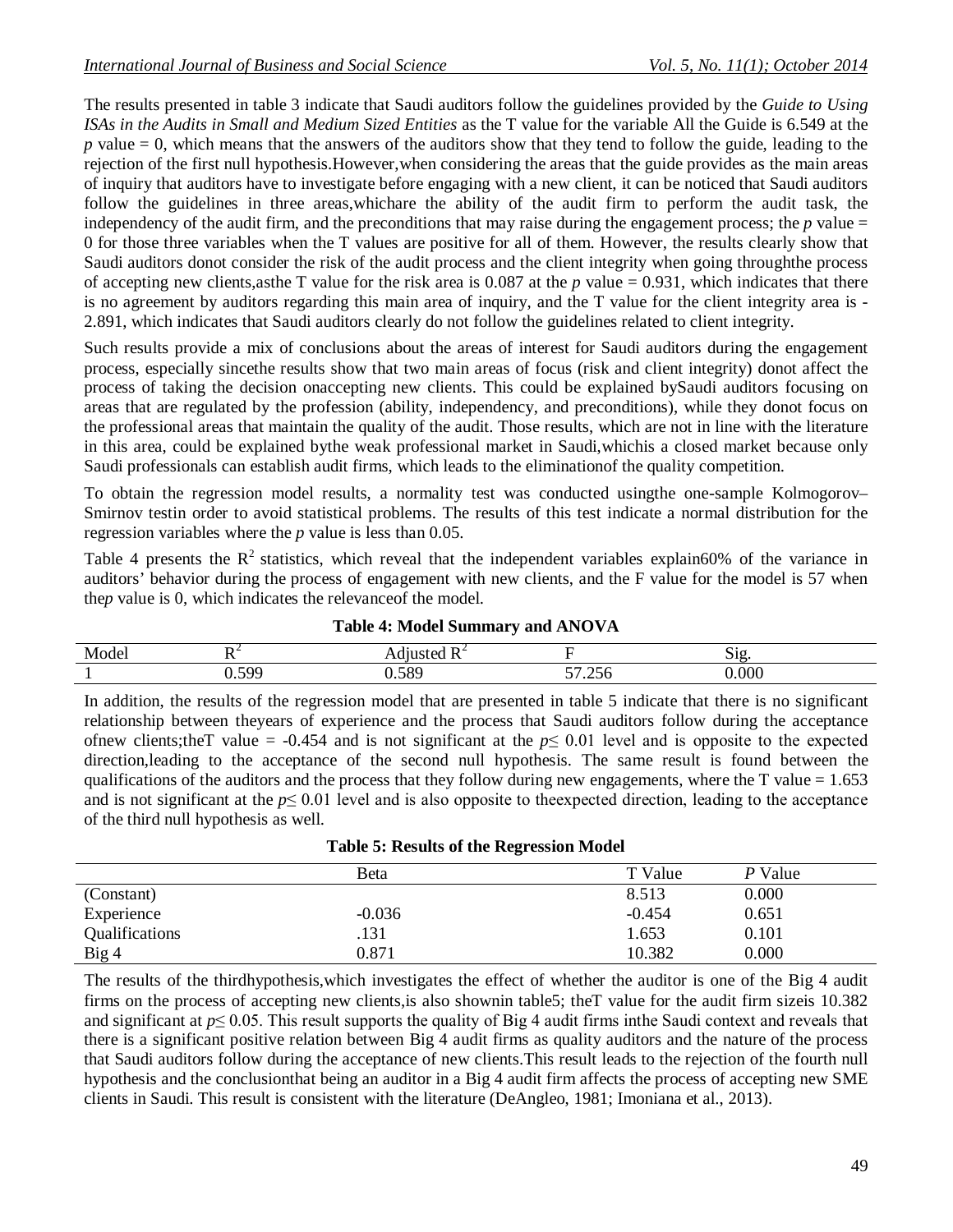The results presented in table 3 indicate that Saudi auditors follow the guidelines provided by the *Guide to Using ISAs in the Audits in Small and Medium Sized Entities* as the T value for the variable All the Guide is 6.549 at the *p* value = 0, which means that the answers of the auditors show that they tend to follow the guide, leading to the rejection of the first null hypothesis.However,when considering the areas that the guide provides as the main areas of inquiry that auditors have to investigate before engaging with a new client, it can be noticed that Saudi auditors follow the guidelines in three areas,whichare the ability of the audit firm to perform the audit task, the independency of the audit firm, and the preconditions that may raise during the engagement process; the *p* value = 0 for those three variables when the T values are positive for all of them. However, the results clearly show that Saudi auditors donot consider the risk of the audit process and the client integrity when going throughthe process of accepting new clients,asthe T value for the risk area is 0.087 at the *p* value = 0.931, which indicates that there is no agreement by auditors regarding this main area of inquiry, and the T value for the client integrity area is -2.891, which indicates that Saudi auditors clearly do not follow the guidelines related to client integrity.

Such results provide a mix of conclusions about the areas of interest for Saudi auditors during the engagement process, especially sincethe results show that two main areas of focus (risk and client integrity) donot affect the process of taking the decision onaccepting new clients. This could be explained bySaudi auditors focusing on areas that are regulated by the profession (ability, independency, and preconditions), while they donot focus on the professional areas that maintain the quality of the audit. Those results, which are not in line with the literature in this area, could be explained bythe weak professional market in Saudi,whichis a closed market because only Saudi professionals can establish audit firms, which leads to the eliminationof the quality competition.

To obtain the regression model results, a normality test was conducted usingthe one-sample Kolmogorov–Smirnov testin order to avoid statistical problems. The results of this test indicate a normal distribution for the regression variables where the *p* value is less than 0.05.

Table 4 presents the $R^2$ statistics, which reveal that the independent variables explain60% of the variance in auditors' behavior during the process of engagement with new clients, and the F value for the model is 57 when the*p* value is 0, which indicates the relevanceof the model.

**Table 4: Model Summary and ANOVA**

| Model | $R^2$ | Adjusted $R^2$ | F | Sig. |
|---|---|---|---|---|
| 1 | 0.599 | 0.589 | 57.256 | 0.000 |

In addition, the results of the regression model that are presented in table 5 indicate that there is no significant relationship between theyears of experience and the process that Saudi auditors follow during the acceptance ofnew clients;theT value = -0.454 and is not significant at the $p \leq 0.01$ level and is opposite to the expected direction,leading to the acceptance of the second null hypothesis. The same result is found between the qualifications of the auditors and the process that they follow during new engagements, where the T value = 1.653 and is not significant at the $p \leq 0.01$ level and is also opposite to theexpected direction, leading to the acceptance of the third null hypothesis as well.

**Table 5: Results of the Regression Model**

| | Beta | T Value | *P* Value |
|---|---|---|---|
| (Constant) | | 8.513 | 0.000 |
| Experience | -0.036 | -0.454 | 0.651 |
| Qualifications | .131 | 1.653 | 0.101 |
| Big 4 | 0.871 | 10.382 | 0.000 |

The results of the thirdhypothesis,which investigates the effect of whether the auditor is one of the Big 4 audit firms on the process of accepting new clients,is also shownin table5; theT value for the audit firm sizeis 10.382 and significant at $p \leq 0.05$. This result supports the quality of Big 4 audit firms inthe Saudi context and reveals that there is a significant positive relation between Big 4 audit firms as quality auditors and the nature of the process that Saudi auditors follow during the acceptance of new clients.This result leads to the rejection of the fourth null hypothesis and the conclusionthat being an auditor in a Big 4 audit firm affects the process of accepting new SME clients in Saudi. This result is consistent with the literature (DeAngleo, 1981; Imoniana et al., 2013).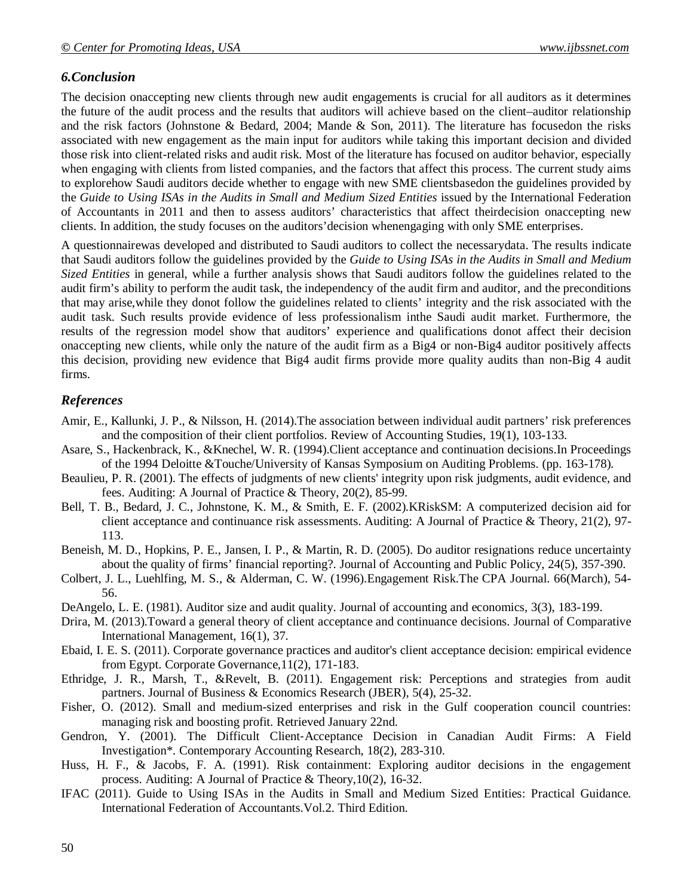## 6.Conclusion

The decision onaccepting new clients through new audit engagements is crucial for all auditors as it determines the future of the audit process and the results that auditors will achieve based on the client–auditor relationship and the risk factors (Johnstone & Bedard, 2004; Mande & Son, 2011). The literature has focusedon the risks associated with new engagement as the main input for auditors while taking this important decision and divided those risk into client-related risks and audit risk. Most of the literature has focused on auditor behavior, especially when engaging with clients from listed companies, and the factors that affect this process. The current study aims to explorehow Saudi auditors decide whether to engage with new SME clientsbasedon the guidelines provided by the *Guide to Using ISAs in the Audits in Small and Medium Sized Entities* issued by the International Federation of Accountants in 2011 and then to assess auditors' characteristics that affect theirdecision onaccepting new clients. In addition, the study focuses on the auditors'decision whenengaging with only SME enterprises.

A questionnairewas developed and distributed to Saudi auditors to collect the necessarydata. The results indicate that Saudi auditors follow the guidelines provided by the *Guide to Using ISAs in the Audits in Small and Medium Sized Entities* in general, while a further analysis shows that Saudi auditors follow the guidelines related to the audit firm's ability to perform the audit task, the independency of the audit firm and auditor, and the preconditions that may arise,while they donot follow the guidelines related to clients' integrity and the risk associated with the audit task. Such results provide evidence of less professionalism inthe Saudi audit market. Furthermore, the results of the regression model show that auditors' experience and qualifications donot affect their decision onaccepting new clients, while only the nature of the audit firm as a Big4 or non-Big4 auditor positively affects this decision, providing new evidence that Big4 audit firms provide more quality audits than non-Big 4 audit firms.

## References

Amir, E., Kallunki, J. P., & Nilsson, H. (2014).The association between individual audit partners' risk preferences and the composition of their client portfolios. Review of Accounting Studies, 19(1), 103-133.

Asare, S., Hackenbrack, K., &Knechel, W. R. (1994).Client acceptance and continuation decisions.In Proceedings of the 1994 Deloitte &Touche/University of Kansas Symposium on Auditing Problems. (pp. 163-178).

Beaulieu, P. R. (2001). The effects of judgments of new clients' integrity upon risk judgments, audit evidence, and fees. Auditing: A Journal of Practice & Theory, 20(2), 85-99.

Bell, T. B., Bedard, J. C., Johnstone, K. M., & Smith, E. F. (2002).KRiskSM: A computerized decision aid for client acceptance and continuance risk assessments. Auditing: A Journal of Practice & Theory, 21(2), 97-113.

Beneish, M. D., Hopkins, P. E., Jansen, I. P., & Martin, R. D. (2005). Do auditor resignations reduce uncertainty about the quality of firms' financial reporting?. Journal of Accounting and Public Policy, 24(5), 357-390.

Colbert, J. L., Luehlfing, M. S., & Alderman, C. W. (1996).Engagement Risk.The CPA Journal. 66(March), 54-56.

DeAngelo, L. E. (1981). Auditor size and audit quality. Journal of accounting and economics, 3(3), 183-199.

Drira, M. (2013).Toward a general theory of client acceptance and continuance decisions. Journal of Comparative International Management, 16(1), 37.

Ebaid, I. E. S. (2011). Corporate governance practices and auditor's client acceptance decision: empirical evidence from Egypt. Corporate Governance,11(2), 171-183.

Ethridge, J. R., Marsh, T., &Revelt, B. (2011). Engagement risk: Perceptions and strategies from audit partners. Journal of Business & Economics Research (JBER), 5(4), 25-32.

Fisher, O. (2012). Small and medium-sized enterprises and risk in the Gulf cooperation council countries: managing risk and boosting profit. Retrieved January 22nd.

Gendron, Y. (2001). The Difficult Client‐Acceptance Decision in Canadian Audit Firms: A Field Investigation*. Contemporary Accounting Research, 18(2), 283-310.

Huss, H. F., & Jacobs, F. A. (1991). Risk containment: Exploring auditor decisions in the engagement process. Auditing: A Journal of Practice & Theory,10(2), 16-32.

IFAC (2011). Guide to Using ISAs in the Audits in Small and Medium Sized Entities: Practical Guidance. International Federation of Accountants.Vol.2. Third Edition.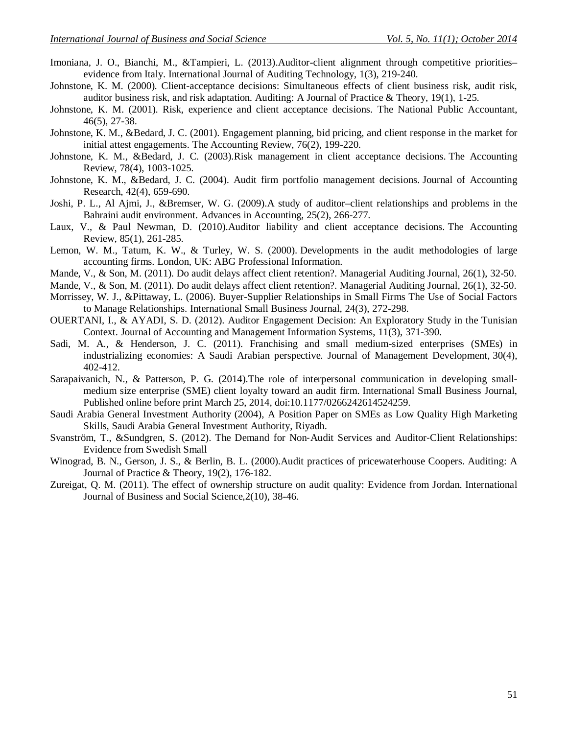Imoniana, J. O., Bianchi, M., &Tampieri, L. (2013).Auditor-client alignment through competitive priorities–evidence from Italy. International Journal of Auditing Technology, 1(3), 219-240.

Johnstone, K. M. (2000). Client-acceptance decisions: Simultaneous effects of client business risk, audit risk, auditor business risk, and risk adaptation. Auditing: A Journal of Practice & Theory, 19(1), 1-25.

Johnstone, K. M. (2001). Risk, experience and client acceptance decisions. The National Public Accountant, 46(5), 27-38.

Johnstone, K. M., &Bedard, J. C. (2001). Engagement planning, bid pricing, and client response in the market for initial attest engagements. The Accounting Review, 76(2), 199-220.

Johnstone, K. M., &Bedard, J. C. (2003).Risk management in client acceptance decisions. The Accounting Review, 78(4), 1003-1025.

Johnstone, K. M., &Bedard, J. C. (2004). Audit firm portfolio management decisions. Journal of Accounting Research, 42(4), 659-690.

Joshi, P. L., Al Ajmi, J., &Bremser, W. G. (2009).A study of auditor–client relationships and problems in the Bahraini audit environment. Advances in Accounting, 25(2), 266-277.

Laux, V., & Paul Newman, D. (2010).Auditor liability and client acceptance decisions. The Accounting Review, 85(1), 261-285.

Lemon, W. M., Tatum, K. W., & Turley, W. S. (2000). Developments in the audit methodologies of large accounting firms. London, UK: ABG Professional Information.

Mande, V., & Son, M. (2011). Do audit delays affect client retention?. Managerial Auditing Journal, 26(1), 32-50.

Mande, V., & Son, M. (2011). Do audit delays affect client retention?. Managerial Auditing Journal, 26(1), 32-50.

Morrissey, W. J., &Pittaway, L. (2006). Buyer-Supplier Relationships in Small Firms The Use of Social Factors to Manage Relationships. International Small Business Journal, 24(3), 272-298.

OUERTANI, I., & AYADI, S. D. (2012). Auditor Engagement Decision: An Exploratory Study in the Tunisian Context. Journal of Accounting and Management Information Systems, 11(3), 371-390.

Sadi, M. A., & Henderson, J. C. (2011). Franchising and small medium-sized enterprises (SMEs) in industrializing economies: A Saudi Arabian perspective. Journal of Management Development, 30(4), 402-412.

Sarapaivanich, N., & Patterson, P. G. (2014).The role of interpersonal communication in developing small-medium size enterprise (SME) client loyalty toward an audit firm. International Small Business Journal, Published online before print March 25, 2014, doi:10.1177/0266242614524259.

Saudi Arabia General Investment Authority (2004), A Position Paper on SMEs as Low Quality High Marketing Skills, Saudi Arabia General Investment Authority, Riyadh.

Svanström, T., &Sundgren, S. (2012). The Demand for Non‐Audit Services and Auditor‐Client Relationships: Evidence from Swedish Small

Winograd, B. N., Gerson, J. S., & Berlin, B. L. (2000).Audit practices of pricewaterhouse Coopers. Auditing: A Journal of Practice & Theory, 19(2), 176-182.

Zureigat, Q. M. (2011). The effect of ownership structure on audit quality: Evidence from Jordan. International Journal of Business and Social Science,2(10), 38-46.